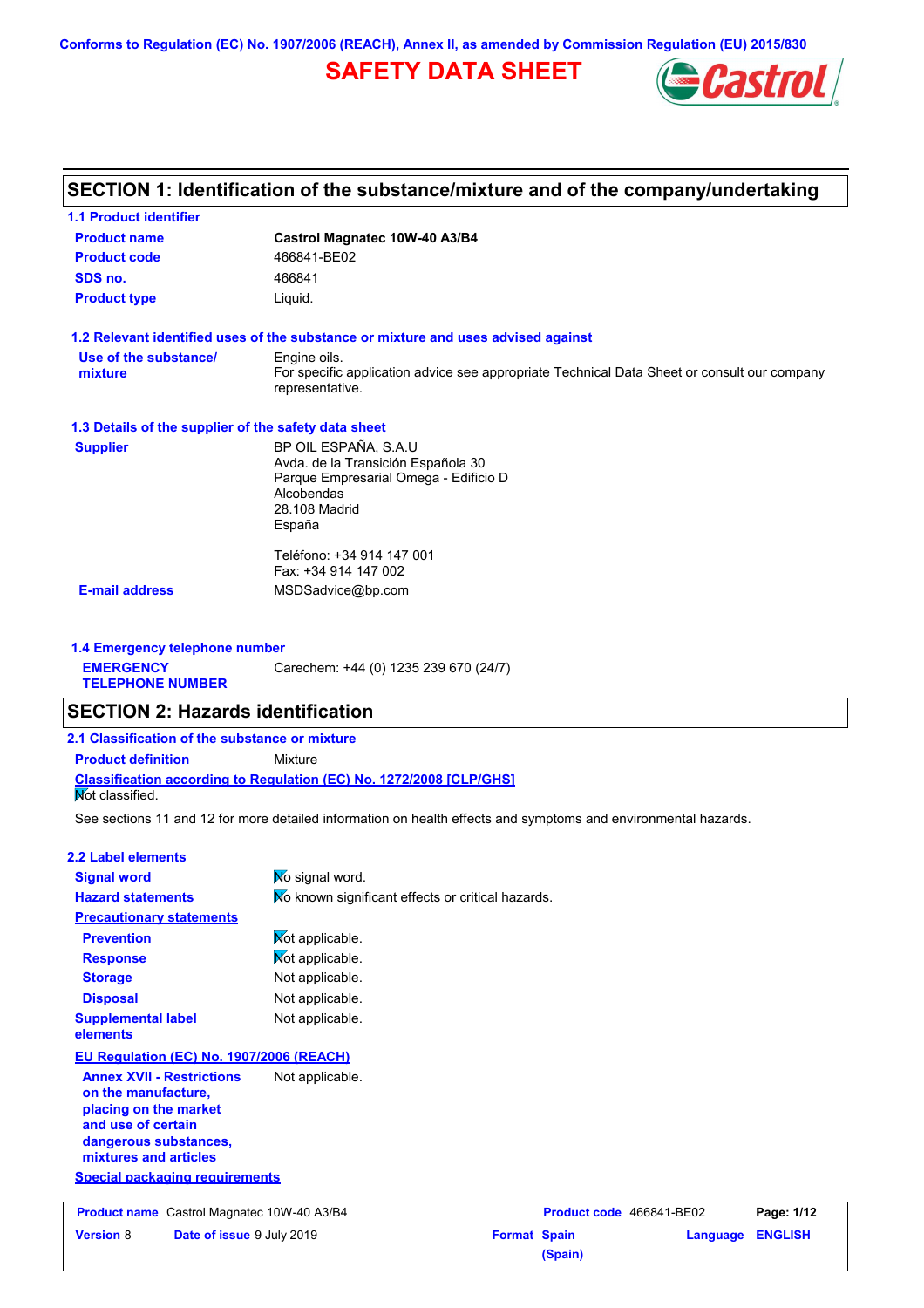Conforms to Regulation (EC) No. 1907/2006 (REACH), Annex II, as amended by Commission Regulation (EU) 2015/830

# SAFETY DATA SHEET

## SECTION 1: Identification of the substance/mixture and of the company/undertaking

### 1.1 Product identifier

| | |
|---|---|
| **Product name** | **Castrol Magnatec 10W-40 A3/B4** |
| **Product code** | 466841-BE02 |
| **SDS no.** | 466841 |
| **Product type** | Liquid. |

### 1.2 Relevant identified uses of the substance or mixture and uses advised against

| | |
|---|---|
| **Use of the substance/ mixture** | Engine oils. For specific application advice see appropriate Technical Data Sheet or consult our company representative. |

### 1.3 Details of the supplier of the safety data sheet

| | |
|---|---|
| **Supplier** | BP OIL ESPAÑA, S.A.U<br>Avda. de la Transición Española 30<br>Parque Empresarial Omega - Edificio D<br>Alcobendas<br>28.108 Madrid<br>España<br><br>Teléfono: +34 914 147 001<br>Fax: +34 914 147 002 |
| **E-mail address** | MSDSadvice@bp.com |

### 1.4 Emergency telephone number

| | |
|---|---|
| **EMERGENCY TELEPHONE NUMBER** | Carechem: +44 (0) 1235 239 670 (24/7) |

## SECTION 2: Hazards identification

### 2.1 Classification of the substance or mixture

| | |
|---|---|
| **Product definition** | Mixture |

**Classification according to Regulation (EC) No. 1272/2008 [CLP/GHS]**

Not classified.

See sections 11 and 12 for more detailed information on health effects and symptoms and environmental hazards.

### 2.2 Label elements

| | |
|---|---|
| **Signal word** | No signal word. |
| **Hazard statements** | No known significant effects or critical hazards. |
| **Precautionary statements** | |
| **Prevention** | Not applicable. |
| **Response** | Not applicable. |
| **Storage** | Not applicable. |
| **Disposal** | Not applicable. |
| **Supplemental label elements** | Not applicable. |

**EU Regulation (EC) No. 1907/2006 (REACH)**

| | |
|---|---|
| **Annex XVII - Restrictions on the manufacture, placing on the market and use of certain dangerous substances, mixtures and articles** | Not applicable. |

**Special packaging requirements**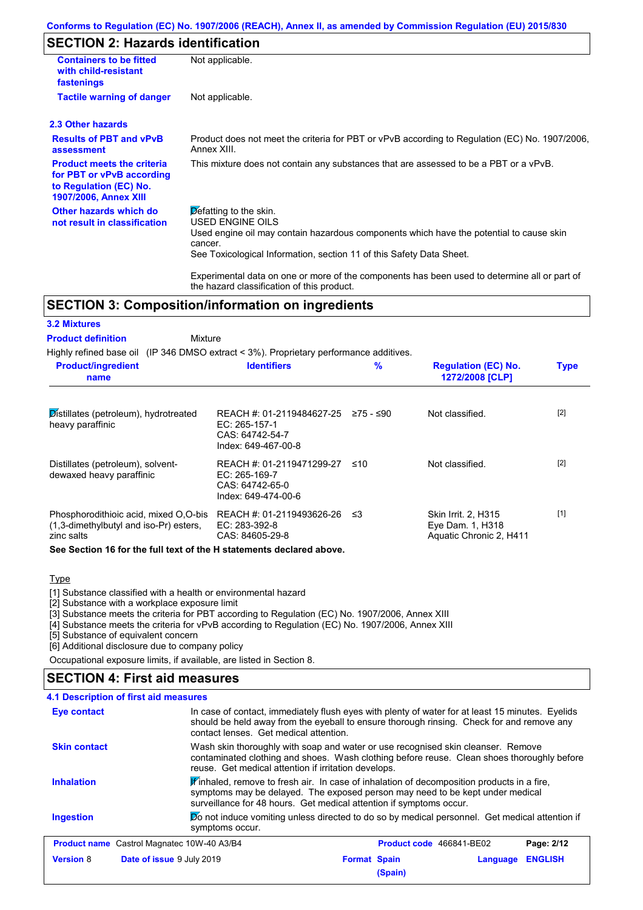## SECTION 2: Hazards identification

| | |
|---|---|
| **Containers to be fitted with child-resistant fastenings** | Not applicable. |
| **Tactile warning of danger** | Not applicable. |

### 2.3 Other hazards

| | |
|---|---|
| **Results of PBT and vPvB assessment** | Product does not meet the criteria for PBT or vPvB according to Regulation (EC) No. 1907/2006, Annex XIII. |
| **Product meets the criteria for PBT or vPvB according to Regulation (EC) No. 1907/2006, Annex XIII** | This mixture does not contain any substances that are assessed to be a PBT or a vPvB. |
| **Other hazards which do not result in classification** | Defatting to the skin.<br>USED ENGINE OILS<br>Used engine oil may contain hazardous components which have the potential to cause skin cancer.<br>See Toxicological Information, section 11 of this Safety Data Sheet.<br><br>Experimental data on one or more of the components has been used to determine all or part of the hazard classification of this product. |

## SECTION 3: Composition/information on ingredients

### 3.2 Mixtures

**Product definition** Mixture

Highly refined base oil (IP 346 DMSO extract < 3%). Proprietary performance additives.

| Product/ingredient name | Identifiers | % | Regulation (EC) No. 1272/2008 [CLP] | Type |
|---|---|---|---|---|
| Distillates (petroleum), hydrotreated heavy paraffinic | REACH #: 01-2119484627-25<br>EC: 265-157-1<br>CAS: 64742-54-7<br>Index: 649-467-00-8 | ≥75 - ≤90 | Not classified. | [2] |
| Distillates (petroleum), solvent-dewaxed heavy paraffinic | REACH #: 01-2119471299-27<br>EC: 265-169-7<br>CAS: 64742-65-0<br>Index: 649-474-00-6 | ≤10 | Not classified. | [2] |
| Phosphorodithioic acid, mixed O,O-bis (1,3-dimethylbutyl and iso-Pr) esters, zinc salts | REACH #: 01-2119493626-26<br>EC: 283-392-8<br>CAS: 84605-29-8 | ≤3 | Skin Irrit. 2, H315<br>Eye Dam. 1, H318<br>Aquatic Chronic 2, H411 | [1] |

**See Section 16 for the full text of the H statements declared above.**

Type

[1] Substance classified with a health or environmental hazard
[2] Substance with a workplace exposure limit
[3] Substance meets the criteria for PBT according to Regulation (EC) No. 1907/2006, Annex XIII
[4] Substance meets the criteria for vPvB according to Regulation (EC) No. 1907/2006, Annex XIII
[5] Substance of equivalent concern
[6] Additional disclosure due to company policy

Occupational exposure limits, if available, are listed in Section 8.

## SECTION 4: First aid measures

### 4.1 Description of first aid measures

| | |
|---|---|
| **Eye contact** | In case of contact, immediately flush eyes with plenty of water for at least 15 minutes. Eyelids should be held away from the eyeball to ensure thorough rinsing. Check for and remove any contact lenses. Get medical attention. |
| **Skin contact** | Wash skin thoroughly with soap and water or use recognised skin cleanser. Remove contaminated clothing and shoes. Wash clothing before reuse. Clean shoes thoroughly before reuse. Get medical attention if irritation develops. |
| **Inhalation** | If inhaled, remove to fresh air. In case of inhalation of decomposition products in a fire, symptoms may be delayed. The exposed person may need to be kept under medical surveillance for 48 hours. Get medical attention if symptoms occur. |
| **Ingestion** | Do not induce vomiting unless directed to do so by medical personnel. Get medical attention if symptoms occur. |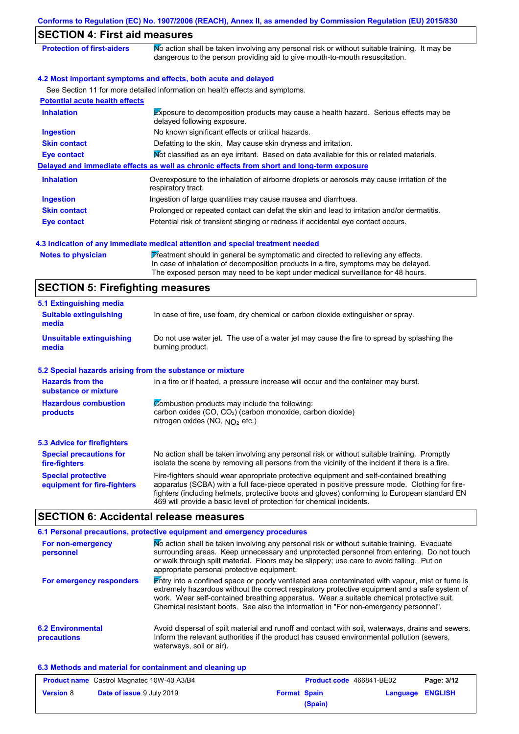## SECTION 4: First aid measures

| | |
|---|---|
| **Protection of first-aiders** | No action shall be taken involving any personal risk or without suitable training. It may be dangerous to the person providing aid to give mouth-to-mouth resuscitation. |

### 4.2 Most important symptoms and effects, both acute and delayed

See Section 11 for more detailed information on health effects and symptoms.

**Potential acute health effects**

| | |
|---|---|
| **Inhalation** | Exposure to decomposition products may cause a health hazard. Serious effects may be delayed following exposure. |
| **Ingestion** | No known significant effects or critical hazards. |
| **Skin contact** | Defatting to the skin. May cause skin dryness and irritation. |
| **Eye contact** | Not classified as an eye irritant. Based on data available for this or related materials. |

**Delayed and immediate effects as well as chronic effects from short and long-term exposure**

| | |
|---|---|
| **Inhalation** | Overexposure to the inhalation of airborne droplets or aerosols may cause irritation of the respiratory tract. |
| **Ingestion** | Ingestion of large quantities may cause nausea and diarrhoea. |
| **Skin contact** | Prolonged or repeated contact can defat the skin and lead to irritation and/or dermatitis. |
| **Eye contact** | Potential risk of transient stinging or redness if accidental eye contact occurs. |

### 4.3 Indication of any immediate medical attention and special treatment needed

| | |
|---|---|
| **Notes to physician** | Treatment should in general be symptomatic and directed to relieving any effects. In case of inhalation of decomposition products in a fire, symptoms may be delayed. The exposed person may need to be kept under medical surveillance for 48 hours. |

## SECTION 5: Firefighting measures

### 5.1 Extinguishing media

| | |
|---|---|
| **Suitable extinguishing media** | In case of fire, use foam, dry chemical or carbon dioxide extinguisher or spray. |
| **Unsuitable extinguishing media** | Do not use water jet. The use of a water jet may cause the fire to spread by splashing the burning product. |

### 5.2 Special hazards arising from the substance or mixture

| | |
|---|---|
| **Hazards from the substance or mixture** | In a fire or if heated, a pressure increase will occur and the container may burst. |
| **Hazardous combustion products** | Combustion products may include the following: carbon oxides (CO, $CO_2$) (carbon monoxide, carbon dioxide) nitrogen oxides (NO, $NO_2$ etc.) |

### 5.3 Advice for firefighters

| | |
|---|---|
| **Special precautions for fire-fighters** | No action shall be taken involving any personal risk or without suitable training. Promptly isolate the scene by removing all persons from the vicinity of the incident if there is a fire. |
| **Special protective equipment for fire-fighters** | Fire-fighters should wear appropriate protective equipment and self-contained breathing apparatus (SCBA) with a full face-piece operated in positive pressure mode. Clothing for fire-fighters (including helmets, protective boots and gloves) conforming to European standard EN 469 will provide a basic level of protection for chemical incidents. |

## SECTION 6: Accidental release measures

### 6.1 Personal precautions, protective equipment and emergency procedures

| | |
|---|---|
| **For non-emergency personnel** | No action shall be taken involving any personal risk or without suitable training. Evacuate surrounding areas. Keep unnecessary and unprotected personnel from entering. Do not touch or walk through spilt material. Floors may be slippery; use care to avoid falling. Put on appropriate personal protective equipment. |
| **For emergency responders** | Entry into a confined space or poorly ventilated area contaminated with vapour, mist or fume is extremely hazardous without the correct respiratory protective equipment and a safe system of work. Wear self-contained breathing apparatus. Wear a suitable chemical protective suit. Chemical resistant boots. See also the information in "For non-emergency personnel". |

| | |
|---|---|
| **6.2 Environmental precautions** | Avoid dispersal of spilt material and runoff and contact with soil, waterways, drains and sewers. Inform the relevant authorities if the product has caused environmental pollution (sewers, waterways, soil or air). |

### 6.3 Methods and material for containment and cleaning up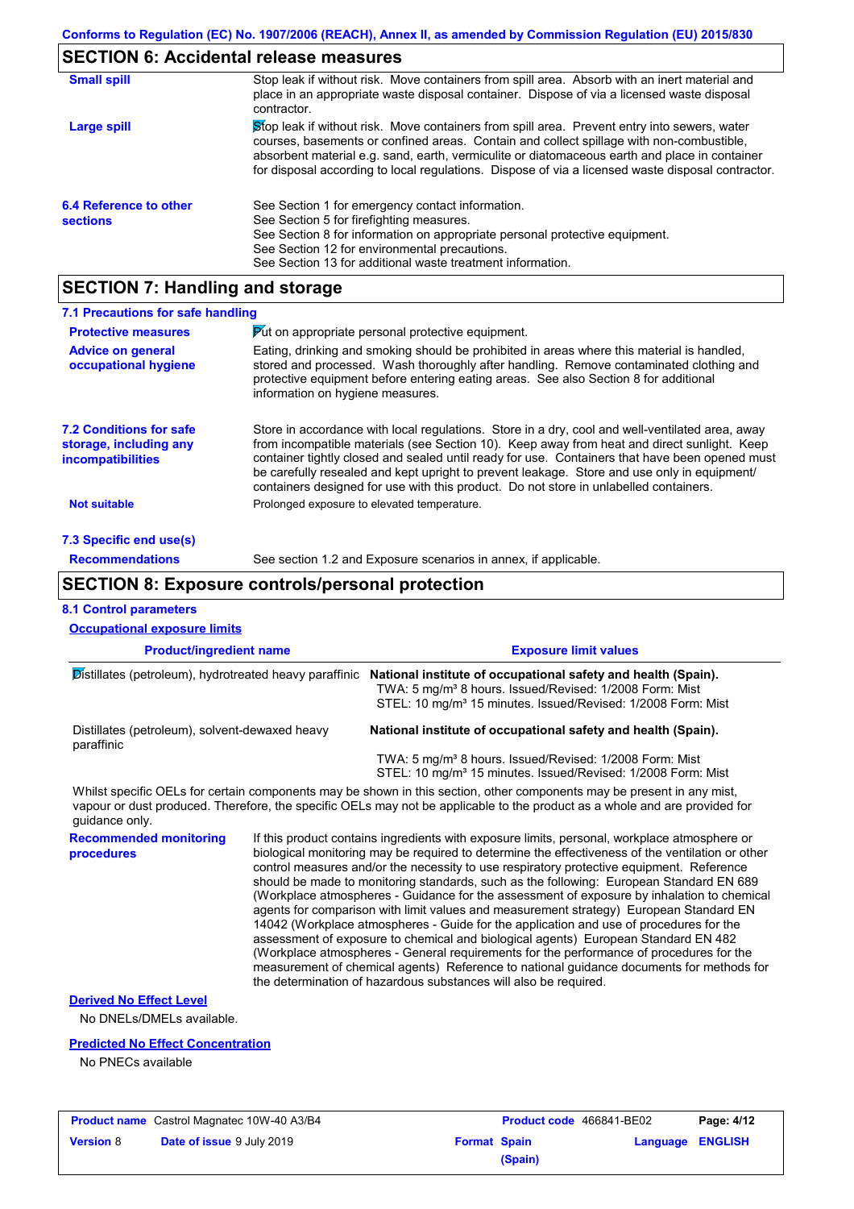## SECTION 6: Accidental release measures

**Small spill**

Stop leak if without risk. Move containers from spill area. Absorb with an inert material and place in an appropriate waste disposal container. Dispose of via a licensed waste disposal contractor.

**Large spill**

Stop leak if without risk. Move containers from spill area. Prevent entry into sewers, water courses, basements or confined areas. Contain and collect spillage with non-combustible, absorbent material e.g. sand, earth, vermiculite or diatomaceous earth and place in container for disposal according to local regulations. Dispose of via a licensed waste disposal contractor.

**6.4 Reference to other sections**

See Section 1 for emergency contact information.
See Section 5 for firefighting measures.
See Section 8 for information on appropriate personal protective equipment.
See Section 12 for environmental precautions.
See Section 13 for additional waste treatment information.

## SECTION 7: Handling and storage

### 7.1 Precautions for safe handling

**Protective measures**

Put on appropriate personal protective equipment.

**Advice on general occupational hygiene**

Eating, drinking and smoking should be prohibited in areas where this material is handled, stored and processed. Wash thoroughly after handling. Remove contaminated clothing and protective equipment before entering eating areas. See also Section 8 for additional information on hygiene measures.

**7.2 Conditions for safe storage, including any incompatibilities**

Store in accordance with local regulations. Store in a dry, cool and well-ventilated area, away from incompatible materials (see Section 10). Keep away from heat and direct sunlight. Keep container tightly closed and sealed until ready for use. Containers that have been opened must be carefully resealed and kept upright to prevent leakage. Store and use only in equipment/containers designed for use with this product. Do not store in unlabelled containers.

**Not suitable**

Prolonged exposure to elevated temperature.

### 7.3 Specific end use(s)

**Recommendations**

See section 1.2 and Exposure scenarios in annex, if applicable.

## SECTION 8: Exposure controls/personal protection

### 8.1 Control parameters

**Occupational exposure limits**

| Product/ingredient name | Exposure limit values |
|---|---|
| Distillates (petroleum), hydrotreated heavy paraffinic | **National institute of occupational safety and health (Spain).** TWA: 5 mg/m³ 8 hours. Issued/Revised: 1/2008 Form: Mist STEL: 10 mg/m³ 15 minutes. Issued/Revised: 1/2008 Form: Mist |
| Distillates (petroleum), solvent-dewaxed heavy paraffinic | **National institute of occupational safety and health (Spain).** TWA: 5 mg/m³ 8 hours. Issued/Revised: 1/2008 Form: Mist STEL: 10 mg/m³ 15 minutes. Issued/Revised: 1/2008 Form: Mist |

Whilst specific OELs for certain components may be shown in this section, other components may be present in any mist, vapour or dust produced. Therefore, the specific OELs may not be applicable to the product as a whole and are provided for guidance only.

**Recommended monitoring procedures**

If this product contains ingredients with exposure limits, personal, workplace atmosphere or biological monitoring may be required to determine the effectiveness of the ventilation or other control measures and/or the necessity to use respiratory protective equipment. Reference should be made to monitoring standards, such as the following: European Standard EN 689 (Workplace atmospheres - Guidance for the assessment of exposure by inhalation to chemical agents for comparison with limit values and measurement strategy) European Standard EN 14042 (Workplace atmospheres - Guide for the application and use of procedures for the assessment of exposure to chemical and biological agents) European Standard EN 482 (Workplace atmospheres - General requirements for the performance of procedures for the measurement of chemical agents) Reference to national guidance documents for methods for the determination of hazardous substances will also be required.

**Derived No Effect Level**

No DNELs/DMELs available.

**Predicted No Effect Concentration**

No PNECs available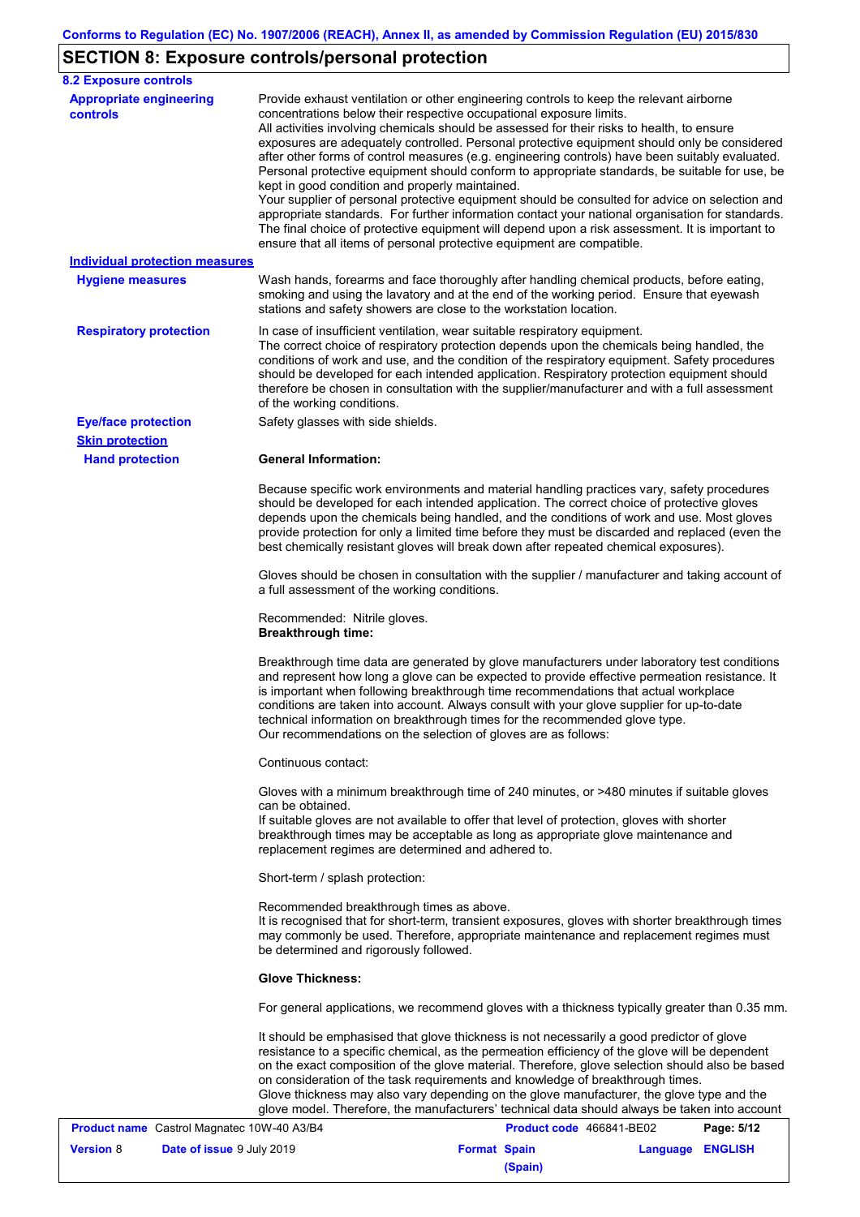## SECTION 8: Exposure controls/personal protection

### 8.2 Exposure controls

**Appropriate engineering controls**

Provide exhaust ventilation or other engineering controls to keep the relevant airborne concentrations below their respective occupational exposure limits.
All activities involving chemicals should be assessed for their risks to health, to ensure exposures are adequately controlled. Personal protective equipment should only be considered after other forms of control measures (e.g. engineering controls) have been suitably evaluated. Personal protective equipment should conform to appropriate standards, be suitable for use, be kept in good condition and properly maintained.
Your supplier of personal protective equipment should be consulted for advice on selection and appropriate standards. For further information contact your national organisation for standards. The final choice of protective equipment will depend upon a risk assessment. It is important to ensure that all items of personal protective equipment are compatible.

**Individual protection measures**

**Hygiene measures**

Wash hands, forearms and face thoroughly after handling chemical products, before eating, smoking and using the lavatory and at the end of the working period. Ensure that eyewash stations and safety showers are close to the workstation location.

**Respiratory protection**

In case of insufficient ventilation, wear suitable respiratory equipment.
The correct choice of respiratory protection depends upon the chemicals being handled, the conditions of work and use, and the condition of the respiratory equipment. Safety procedures should be developed for each intended application. Respiratory protection equipment should therefore be chosen in consultation with the supplier/manufacturer and with a full assessment of the working conditions.

**Eye/face protection**

Safety glasses with side shields.

**Skin protection**

**Hand protection**

**General Information:**

Because specific work environments and material handling practices vary, safety procedures should be developed for each intended application. The correct choice of protective gloves depends upon the chemicals being handled, and the conditions of work and use. Most gloves provide protection for only a limited time before they must be discarded and replaced (even the best chemically resistant gloves will break down after repeated chemical exposures).

Gloves should be chosen in consultation with the supplier / manufacturer and taking account of a full assessment of the working conditions.

Recommended: Nitrile gloves.
**Breakthrough time:**

Breakthrough time data are generated by glove manufacturers under laboratory test conditions and represent how long a glove can be expected to provide effective permeation resistance. It is important when following breakthrough time recommendations that actual workplace conditions are taken into account. Always consult with your glove supplier for up-to-date technical information on breakthrough times for the recommended glove type.
Our recommendations on the selection of gloves are as follows:

Continuous contact:

Gloves with a minimum breakthrough time of 240 minutes, or >480 minutes if suitable gloves can be obtained.
If suitable gloves are not available to offer that level of protection, gloves with shorter breakthrough times may be acceptable as long as appropriate glove maintenance and replacement regimes are determined and adhered to.

Short-term / splash protection:

Recommended breakthrough times as above.
It is recognised that for short-term, transient exposures, gloves with shorter breakthrough times may commonly be used. Therefore, appropriate maintenance and replacement regimes must be determined and rigorously followed.

**Glove Thickness:**

For general applications, we recommend gloves with a thickness typically greater than 0.35 mm.

It should be emphasised that glove thickness is not necessarily a good predictor of glove resistance to a specific chemical, as the permeation efficiency of the glove will be dependent on the exact composition of the glove material. Therefore, glove selection should also be based on consideration of the task requirements and knowledge of breakthrough times.
Glove thickness may also vary depending on the glove manufacturer, the glove type and the glove model. Therefore, the manufacturers' technical data should always be taken into account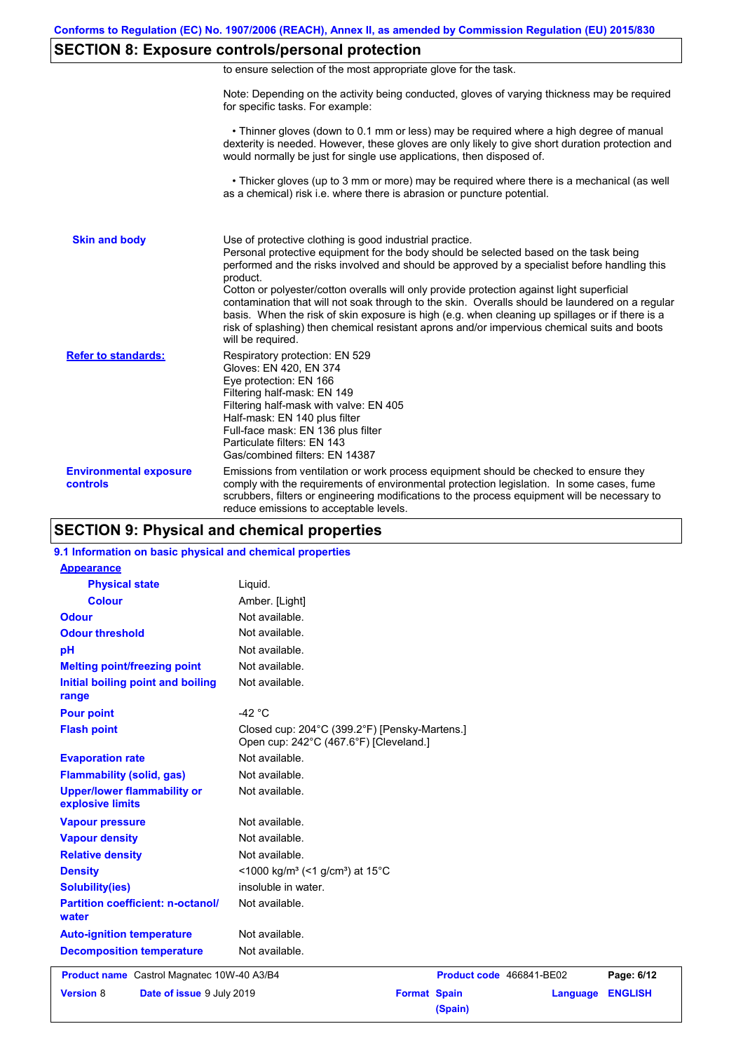## SECTION 8: Exposure controls/personal protection

to ensure selection of the most appropriate glove for the task.

Note: Depending on the activity being conducted, gloves of varying thickness may be required for specific tasks. For example:

• Thinner gloves (down to 0.1 mm or less) may be required where a high degree of manual dexterity is needed. However, these gloves are only likely to give short duration protection and would normally be just for single use applications, then disposed of.

• Thicker gloves (up to 3 mm or more) may be required where there is a mechanical (as well as a chemical) risk i.e. where there is abrasion or puncture potential.

**Skin and body**

Use of protective clothing is good industrial practice.
Personal protective equipment for the body should be selected based on the task being performed and the risks involved and should be approved by a specialist before handling this product.
Cotton or polyester/cotton overalls will only provide protection against light superficial contamination that will not soak through to the skin. Overalls should be laundered on a regular basis. When the risk of skin exposure is high (e.g. when cleaning up spillages or if there is a risk of splashing) then chemical resistant aprons and/or impervious chemical suits and boots will be required.

**Refer to standards:**

Respiratory protection: EN 529
Gloves: EN 420, EN 374
Eye protection: EN 166
Filtering half-mask: EN 149
Filtering half-mask with valve: EN 405
Half-mask: EN 140 plus filter
Full-face mask: EN 136 plus filter
Particulate filters: EN 143
Gas/combined filters: EN 14387

**Environmental exposure controls**

Emissions from ventilation or work process equipment should be checked to ensure they comply with the requirements of environmental protection legislation. In some cases, fume scrubbers, filters or engineering modifications to the process equipment will be necessary to reduce emissions to acceptable levels.

## SECTION 9: Physical and chemical properties

### 9.1 Information on basic physical and chemical properties

| Property | Value |
|---|---|
| **Appearance** | |
| Physical state | Liquid. |
| Colour | Amber. [Light] |
| **Odour** | Not available. |
| **Odour threshold** | Not available. |
| **pH** | Not available. |
| **Melting point/freezing point** | Not available. |
| **Initial boiling point and boiling range** | Not available. |
| **Pour point** | -42 °C |
| **Flash point** | Closed cup: 204°C (399.2°F) [Pensky-Martens.]<br>Open cup: 242°C (467.6°F) [Cleveland.] |
| **Evaporation rate** | Not available. |
| **Flammability (solid, gas)** | Not available. |
| **Upper/lower flammability or explosive limits** | Not available. |
| **Vapour pressure** | Not available. |
| **Vapour density** | Not available. |
| **Relative density** | Not available. |
| **Density** | <1000 kg/m³ (<1 g/cm³) at 15°C |
| **Solubility(ies)** | insoluble in water. |
| **Partition coefficient: n-octanol/water** | Not available. |
| **Auto-ignition temperature** | Not available. |
| **Decomposition temperature** | Not available. |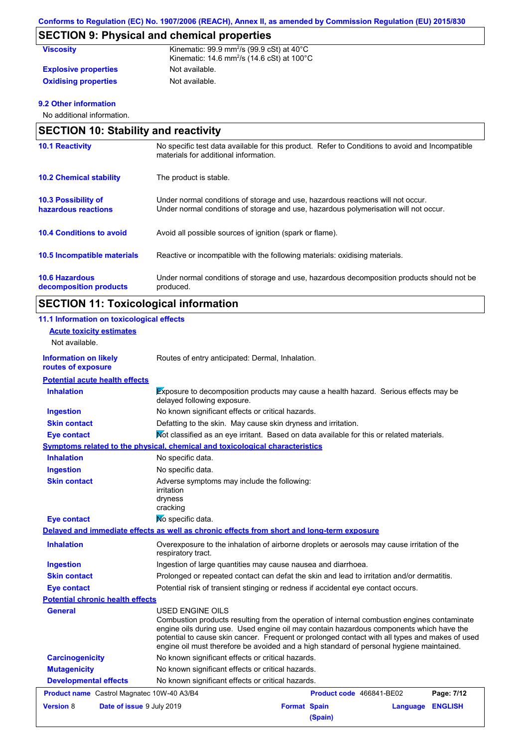## SECTION 9: Physical and chemical properties

| | |
|---|---|
| **Viscosity** | Kinematic: 99.9 $mm^2/s$ (99.9 cSt) at 40°C<br>Kinematic: 14.6 $mm^2/s$ (14.6 cSt) at 100°C |
| **Explosive properties** | Not available. |
| **Oxidising properties** | Not available. |

### 9.2 Other information

No additional information.

## SECTION 10: Stability and reactivity

| | |
|---|---|
| **10.1 Reactivity** | No specific test data available for this product. Refer to Conditions to avoid and Incompatible materials for additional information. |
| **10.2 Chemical stability** | The product is stable. |
| **10.3 Possibility of hazardous reactions** | Under normal conditions of storage and use, hazardous reactions will not occur.<br>Under normal conditions of storage and use, hazardous polymerisation will not occur. |
| **10.4 Conditions to avoid** | Avoid all possible sources of ignition (spark or flame). |
| **10.5 Incompatible materials** | Reactive or incompatible with the following materials: oxidising materials. |
| **10.6 Hazardous decomposition products** | Under normal conditions of storage and use, hazardous decomposition products should not be produced. |

## SECTION 11: Toxicological information

### 11.1 Information on toxicological effects

**Acute toxicity estimates**

Not available.

| | |
|---|---|
| **Information on likely routes of exposure** | Routes of entry anticipated: Dermal, Inhalation. |

**Potential acute health effects**

| | |
|---|---|
| **Inhalation** | Exposure to decomposition products may cause a health hazard. Serious effects may be delayed following exposure. |
| **Ingestion** | No known significant effects or critical hazards. |
| **Skin contact** | Defatting to the skin. May cause skin dryness and irritation. |
| **Eye contact** | Not classified as an eye irritant. Based on data available for this or related materials. |

**Symptoms related to the physical, chemical and toxicological characteristics**

| | |
|---|---|
| **Inhalation** | No specific data. |
| **Ingestion** | No specific data. |
| **Skin contact** | Adverse symptoms may include the following:<br>irritation<br>dryness<br>cracking |
| **Eye contact** | No specific data. |

**Delayed and immediate effects as well as chronic effects from short and long-term exposure**

| | |
|---|---|
| **Inhalation** | Overexposure to the inhalation of airborne droplets or aerosols may cause irritation of the respiratory tract. |
| **Ingestion** | Ingestion of large quantities may cause nausea and diarrhoea. |
| **Skin contact** | Prolonged or repeated contact can defat the skin and lead to irritation and/or dermatitis. |
| **Eye contact** | Potential risk of transient stinging or redness if accidental eye contact occurs. |

**Potential chronic health effects**

| | |
|---|---|
| **General** | USED ENGINE OILS<br>Combustion products resulting from the operation of internal combustion engines contaminate engine oils during use. Used engine oil may contain hazardous components which have the potential to cause skin cancer. Frequent or prolonged contact with all types and makes of used engine oil must therefore be avoided and a high standard of personal hygiene maintained. |
| **Carcinogenicity** | No known significant effects or critical hazards. |
| **Mutagenicity** | No known significant effects or critical hazards. |
| **Developmental effects** | No known significant effects or critical hazards. |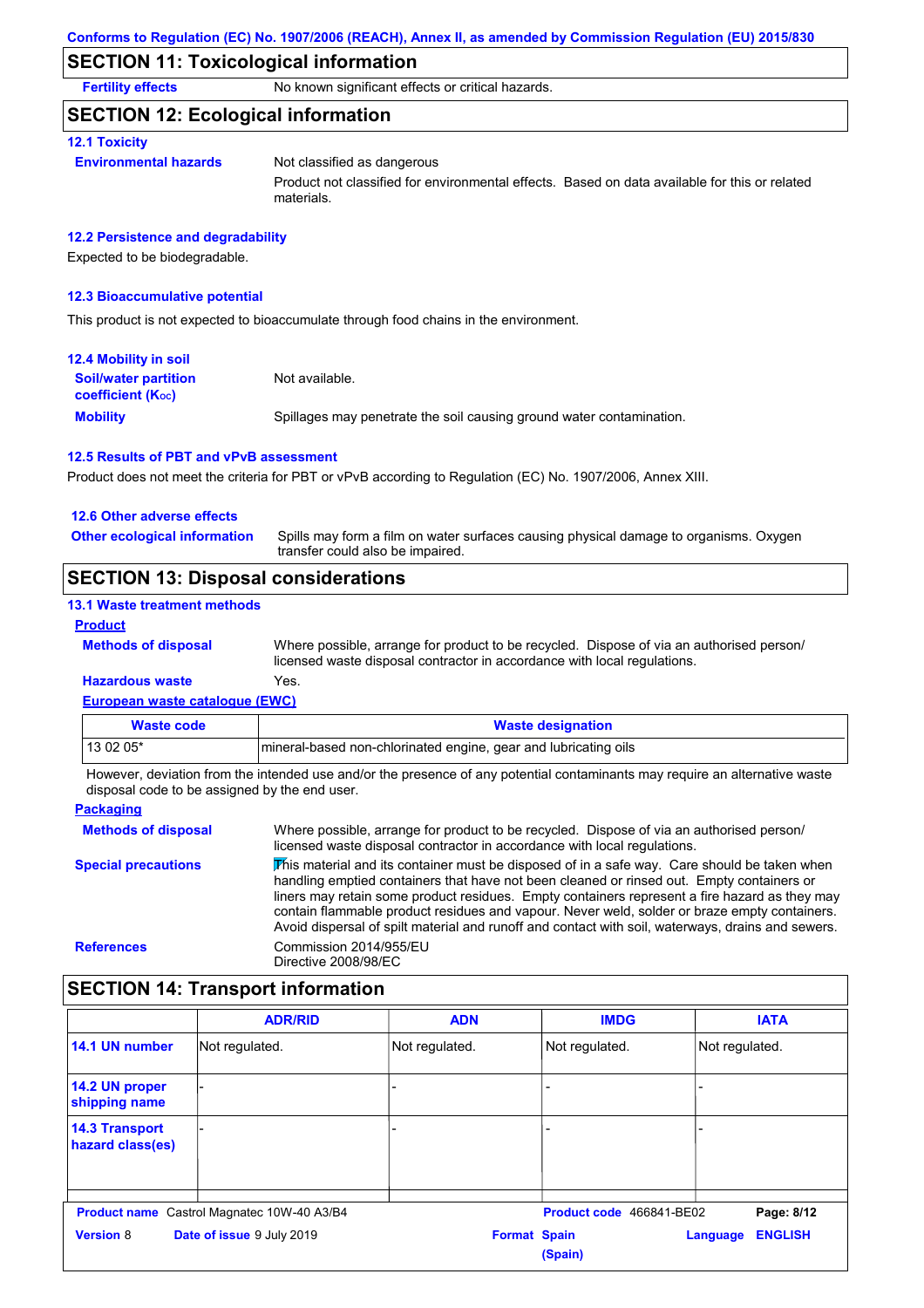## SECTION 11: Toxicological information

**Fertility effects** No known significant effects or critical hazards.

## SECTION 12: Ecological information

### 12.1 Toxicity

**Environmental hazards** Not classified as dangerous

Product not classified for environmental effects. Based on data available for this or related materials.

### 12.2 Persistence and degradability

Expected to be biodegradable.

### 12.3 Bioaccumulative potential

This product is not expected to bioaccumulate through food chains in the environment.

### 12.4 Mobility in soil

**Soil/water partition coefficient ($K_{OC}$)** Not available.

**Mobility** Spillages may penetrate the soil causing ground water contamination.

### 12.5 Results of PBT and vPvB assessment

Product does not meet the criteria for PBT or vPvB according to Regulation (EC) No. 1907/2006, Annex XIII.

### 12.6 Other adverse effects

**Other ecological information** Spills may form a film on water surfaces causing physical damage to organisms. Oxygen transfer could also be impaired.

## SECTION 13: Disposal considerations

### 13.1 Waste treatment methods

**Product**

**Methods of disposal** Where possible, arrange for product to be recycled. Dispose of via an authorised person/ licensed waste disposal contractor in accordance with local regulations.

**Hazardous waste** Yes.

**European waste catalogue (EWC)**

| Waste code | Waste designation |
|---|---|
| 13 02 05* | mineral-based non-chlorinated engine, gear and lubricating oils |

However, deviation from the intended use and/or the presence of any potential contaminants may require an alternative waste disposal code to be assigned by the end user.

**Packaging**

**Methods of disposal** Where possible, arrange for product to be recycled. Dispose of via an authorised person/ licensed waste disposal contractor in accordance with local regulations.

**Special precautions** This material and its container must be disposed of in a safe way. Care should be taken when handling emptied containers that have not been cleaned or rinsed out. Empty containers or liners may retain some product residues. Empty containers represent a fire hazard as they may contain flammable product residues and vapour. Never weld, solder or braze empty containers. Avoid dispersal of spilt material and runoff and contact with soil, waterways, drains and sewers.

**References** Commission 2014/955/EU
Directive 2008/98/EC

## SECTION 14: Transport information

| | ADR/RID | ADN | IMDG | IATA |
|---|---|---|---|---|
| 14.1 UN number | Not regulated. | Not regulated. | Not regulated. | Not regulated. |
| 14.2 UN proper shipping name | - | - | - | - |
| 14.3 Transport hazard class(es) | - | - | - | - |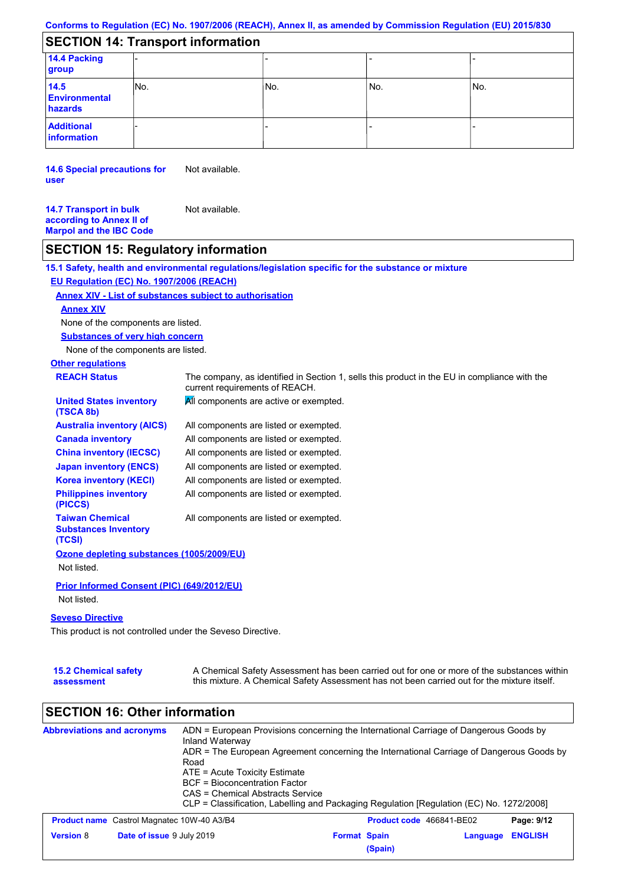Conforms to Regulation (EC) No. 1907/2006 (REACH), Annex II, as amended by Commission Regulation (EU) 2015/830

## SECTION 14: Transport information

| | | | | |
|---|---|---|---|---|
| **14.4 Packing group** | - | - | - | - |
| **14.5 Environmental hazards** | No. | No. | No. | No. |
| **Additional information** | - | - | - | - |

**14.6 Special precautions for user** Not available.

**14.7 Transport in bulk according to Annex II of Marpol and the IBC Code** Not available.

## SECTION 15: Regulatory information

**15.1 Safety, health and environmental regulations/legislation specific for the substance or mixture**

**EU Regulation (EC) No. 1907/2006 (REACH)**

**Annex XIV - List of substances subject to authorisation**

**Annex XIV**

None of the components are listed.

**Substances of very high concern**

None of the components are listed.

**Other regulations**

| | |
|---|---|
| **REACH Status** | The company, as identified in Section 1, sells this product in the EU in compliance with the current requirements of REACH. |
| **United States inventory (TSCA 8b)** | All components are active or exempted. |
| **Australia inventory (AICS)** | All components are listed or exempted. |
| **Canada inventory** | All components are listed or exempted. |
| **China inventory (IECSC)** | All components are listed or exempted. |
| **Japan inventory (ENCS)** | All components are listed or exempted. |
| **Korea inventory (KECI)** | All components are listed or exempted. |
| **Philippines inventory (PICCS)** | All components are listed or exempted. |
| **Taiwan Chemical Substances Inventory (TCSI)** | All components are listed or exempted. |

**Ozone depleting substances (1005/2009/EU)**

Not listed.

**Prior Informed Consent (PIC) (649/2012/EU)**

Not listed.

**Seveso Directive**

This product is not controlled under the Seveso Directive.

**15.2 Chemical safety assessment** A Chemical Safety Assessment has been carried out for one or more of the substances within this mixture. A Chemical Safety Assessment has not been carried out for the mixture itself.

## SECTION 16: Other information

**Abbreviations and acronyms**

ADN = European Provisions concerning the International Carriage of Dangerous Goods by Inland Waterway
ADR = The European Agreement concerning the International Carriage of Dangerous Goods by Road
ATE = Acute Toxicity Estimate
BCF = Bioconcentration Factor
CAS = Chemical Abstracts Service
CLP = Classification, Labelling and Packaging Regulation [Regulation (EC) No. 1272/2008]

| | | | |
|---|---|---|---|
| **Product name** Castrol Magnatec 10W-40 A3/B4 | | **Product code** 466841-BE02 | |
| **Version** 8 | **Date of issue** 9 July 2019 | **Format** Spain (Spain) | **Language** ENGLISH |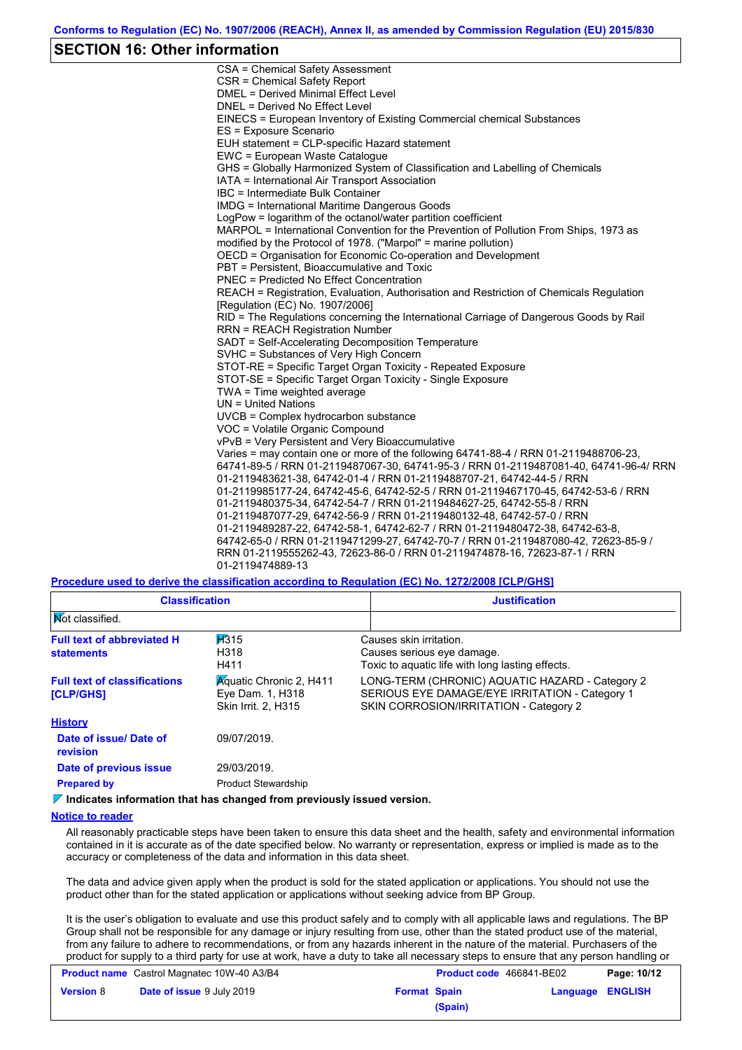## SECTION 16: Other information

CSA = Chemical Safety Assessment
CSR = Chemical Safety Report
DMEL = Derived Minimal Effect Level
DNEL = Derived No Effect Level
EINECS = European Inventory of Existing Commercial chemical Substances
ES = Exposure Scenario
EUH statement = CLP-specific Hazard statement
EWC = European Waste Catalogue
GHS = Globally Harmonized System of Classification and Labelling of Chemicals
IATA = International Air Transport Association
IBC = Intermediate Bulk Container
IMDG = International Maritime Dangerous Goods
LogPow = logarithm of the octanol/water partition coefficient
MARPOL = International Convention for the Prevention of Pollution From Ships, 1973 as modified by the Protocol of 1978. ("Marpol" = marine pollution)
OECD = Organisation for Economic Co-operation and Development
PBT = Persistent, Bioaccumulative and Toxic
PNEC = Predicted No Effect Concentration
REACH = Registration, Evaluation, Authorisation and Restriction of Chemicals Regulation [Regulation (EC) No. 1907/2006]
RID = The Regulations concerning the International Carriage of Dangerous Goods by Rail
RRN = REACH Registration Number
SADT = Self-Accelerating Decomposition Temperature
SVHC = Substances of Very High Concern
STOT-RE = Specific Target Organ Toxicity - Repeated Exposure
STOT-SE = Specific Target Organ Toxicity - Single Exposure
TWA = Time weighted average
UN = United Nations
UVCB = Complex hydrocarbon substance
VOC = Volatile Organic Compound
vPvB = Very Persistent and Very Bioaccumulative
Varies = may contain one or more of the following 64741-88-4 / RRN 01-2119488706-23, 64741-89-5 / RRN 01-2119487067-30, 64741-95-3 / RRN 01-2119487081-40, 64741-96-4/ RRN 01-2119483621-38, 64742-01-4 / RRN 01-2119488707-21, 64742-44-5 / RRN 01-2119985177-24, 64742-45-6, 64742-52-5 / RRN 01-2119467170-45, 64742-53-6 / RRN 01-2119480375-34, 64742-54-7 / RRN 01-2119484627-25, 64742-55-8 / RRN 01-2119487077-29, 64742-56-9 / RRN 01-2119480132-48, 64742-57-0 / RRN 01-2119489287-22, 64742-58-1, 64742-62-7 / RRN 01-2119480472-38, 64742-63-8, 64742-65-0 / RRN 01-2119471299-27, 64742-70-7 / RRN 01-2119487080-42, 72623-85-9 / RRN 01-2119555262-43, 72623-86-0 / RRN 01-2119474878-16, 72623-87-1 / RRN 01-2119474889-13

**Procedure used to derive the classification according to Regulation (EC) No. 1272/2008 [CLP/GHS]**

| Classification | Justification |
|---|---|
| Not classified. | |

**Full text of abbreviated H statements**

| | |
|---|---|
| H315 | Causes skin irritation. |
| H318 | Causes serious eye damage. |
| H411 | Toxic to aquatic life with long lasting effects. |

**Full text of classifications [CLP/GHS]**

| | |
|---|---|
| Aquatic Chronic 2, H411 | LONG-TERM (CHRONIC) AQUATIC HAZARD - Category 2 |
| Eye Dam. 1, H318 | SERIOUS EYE DAMAGE/EYE IRRITATION - Category 1 |
| Skin Irrit. 2, H315 | SKIN CORROSION/IRRITATION - Category 2 |

**History**

**Date of issue/ Date of revision** 09/07/2019.

**Date of previous issue** 29/03/2019.

**Prepared by** Product Stewardship

**Indicates information that has changed from previously issued version.**

**Notice to reader**

All reasonably practicable steps have been taken to ensure this data sheet and the health, safety and environmental information contained in it is accurate as of the date specified below. No warranty or representation, express or implied is made as to the accuracy or completeness of the data and information in this data sheet.

The data and advice given apply when the product is sold for the stated application or applications. You should not use the product other than for the stated application or applications without seeking advice from BP Group.

It is the user's obligation to evaluate and use this product safely and to comply with all applicable laws and regulations. The BP Group shall not be responsible for any damage or injury resulting from use, other than the stated product use of the material, from any failure to adhere to recommendations, or from any hazards inherent in the nature of the material. Purchasers of the product for supply to a third party for use at work, have a duty to take all necessary steps to ensure that any person handling or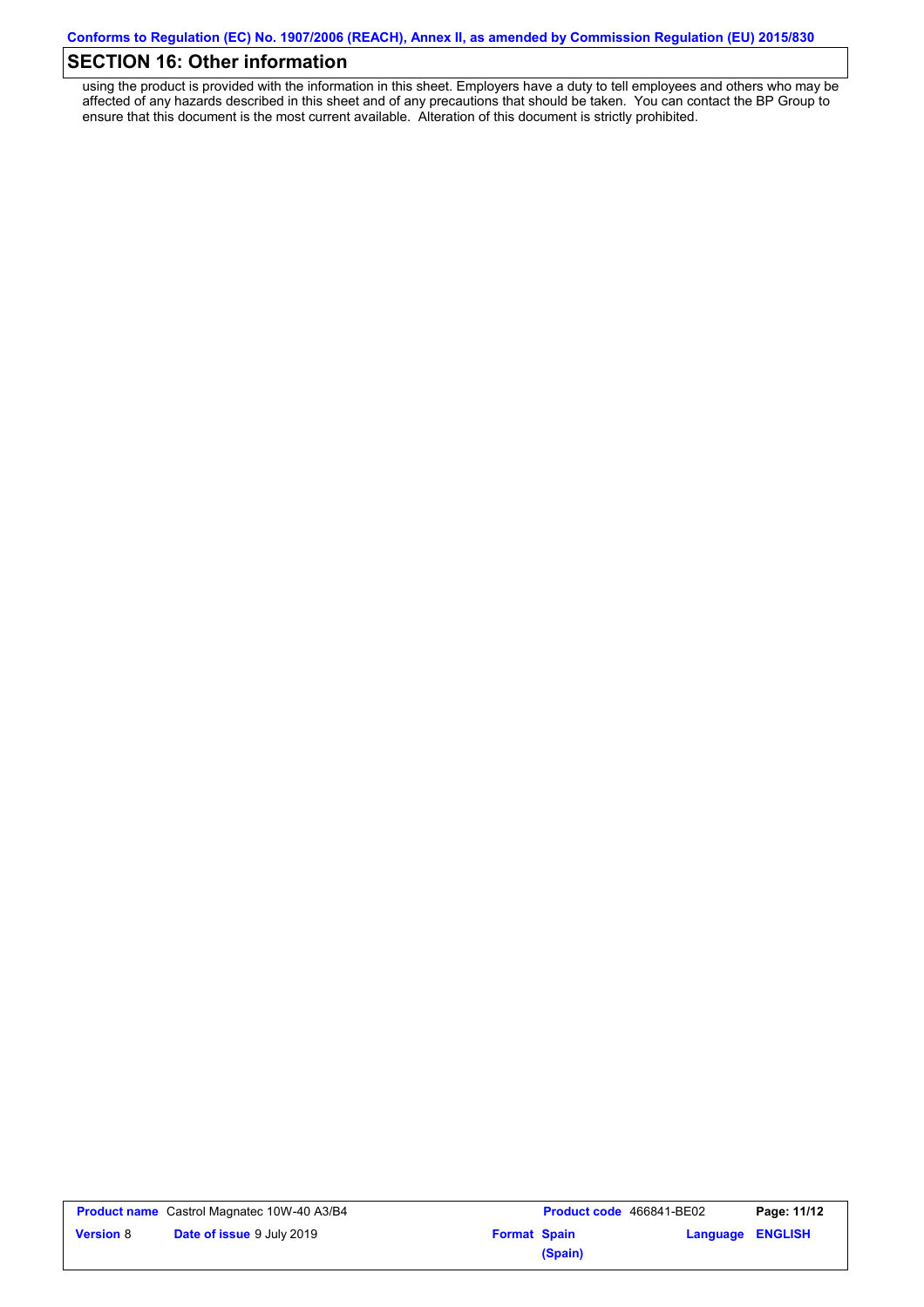## SECTION 16: Other information

using the product is provided with the information in this sheet. Employers have a duty to tell employees and others who may be affected of any hazards described in this sheet and of any precautions that should be taken. You can contact the BP Group to ensure that this document is the most current available. Alteration of this document is strictly prohibited.